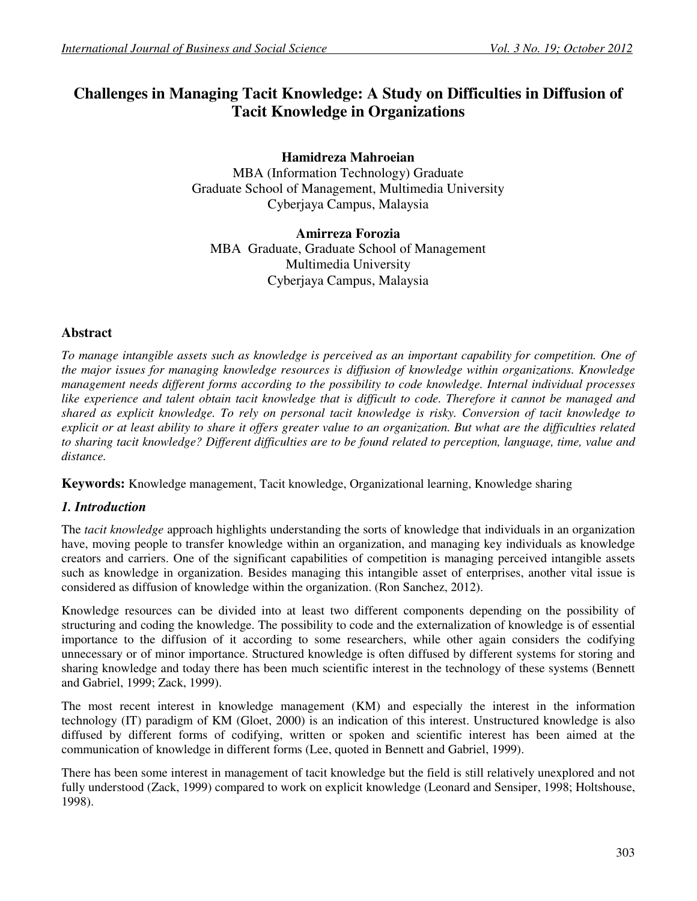# Challenges in Managing Tacit Knowledge: A Study on Difficulties in Diffusion of Tacit Knowledge in Organizations

**Hamidreza Mahroeian**
MBA (Information Technology) Graduate
Graduate School of Management, Multimedia University
Cyberjaya Campus, Malaysia

**Amirreza Forozia**
MBA Graduate, Graduate School of Management
Multimedia University
Cyberjaya Campus, Malaysia

## Abstract

*To manage intangible assets such as knowledge is perceived as an important capability for competition. One of the major issues for managing knowledge resources is diffusion of knowledge within organizations. Knowledge management needs different forms according to the possibility to code knowledge. Internal individual processes like experience and talent obtain tacit knowledge that is difficult to code. Therefore it cannot be managed and shared as explicit knowledge. To rely on personal tacit knowledge is risky. Conversion of tacit knowledge to explicit or at least ability to share it offers greater value to an organization. But what are the difficulties related to sharing tacit knowledge? Different difficulties are to be found related to perception, language, time, value and distance.*

**Keywords:** Knowledge management, Tacit knowledge, Organizational learning, Knowledge sharing

## *1. Introduction*

The *tacit knowledge* approach highlights understanding the sorts of knowledge that individuals in an organization have, moving people to transfer knowledge within an organization, and managing key individuals as knowledge creators and carriers. One of the significant capabilities of competition is managing perceived intangible assets such as knowledge in organization. Besides managing this intangible asset of enterprises, another vital issue is considered as diffusion of knowledge within the organization. (Ron Sanchez, 2012).

Knowledge resources can be divided into at least two different components depending on the possibility of structuring and coding the knowledge. The possibility to code and the externalization of knowledge is of essential importance to the diffusion of it according to some researchers, while other again considers the codifying unnecessary or of minor importance. Structured knowledge is often diffused by different systems for storing and sharing knowledge and today there has been much scientific interest in the technology of these systems (Bennett and Gabriel, 1999; Zack, 1999).

The most recent interest in knowledge management (KM) and especially the interest in the information technology (IT) paradigm of KM (Gloet, 2000) is an indication of this interest. Unstructured knowledge is also diffused by different forms of codifying, written or spoken and scientific interest has been aimed at the communication of knowledge in different forms (Lee, quoted in Bennett and Gabriel, 1999).

There has been some interest in management of tacit knowledge but the field is still relatively unexplored and not fully understood (Zack, 1999) compared to work on explicit knowledge (Leonard and Sensiper, 1998; Holtshouse, 1998).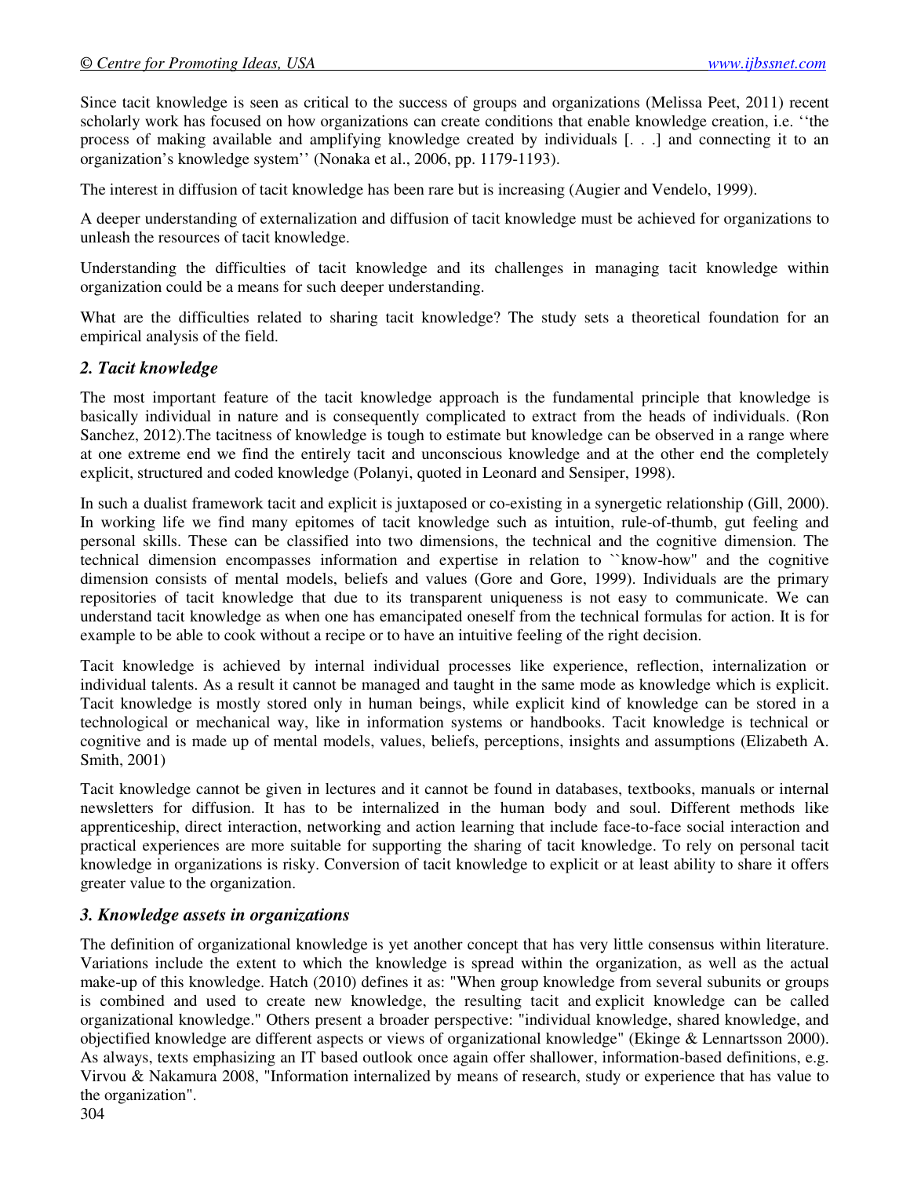Since tacit knowledge is seen as critical to the success of groups and organizations (Melissa Peet, 2011) recent scholarly work has focused on how organizations can create conditions that enable knowledge creation, i.e. ''the process of making available and amplifying knowledge created by individuals [. . .] and connecting it to an organization's knowledge system'' (Nonaka et al., 2006, pp. 1179-1193).

The interest in diffusion of tacit knowledge has been rare but is increasing (Augier and Vendelo, 1999).

A deeper understanding of externalization and diffusion of tacit knowledge must be achieved for organizations to unleash the resources of tacit knowledge.

Understanding the difficulties of tacit knowledge and its challenges in managing tacit knowledge within organization could be a means for such deeper understanding.

What are the difficulties related to sharing tacit knowledge? The study sets a theoretical foundation for an empirical analysis of the field.

## *2. Tacit knowledge*

The most important feature of the tacit knowledge approach is the fundamental principle that knowledge is basically individual in nature and is consequently complicated to extract from the heads of individuals. (Ron Sanchez, 2012).The tacitness of knowledge is tough to estimate but knowledge can be observed in a range where at one extreme end we find the entirely tacit and unconscious knowledge and at the other end the completely explicit, structured and coded knowledge (Polanyi, quoted in Leonard and Sensiper, 1998).

In such a dualist framework tacit and explicit is juxtaposed or co-existing in a synergetic relationship (Gill, 2000). In working life we find many epitomes of tacit knowledge such as intuition, rule-of-thumb, gut feeling and personal skills. These can be classified into two dimensions, the technical and the cognitive dimension. The technical dimension encompasses information and expertise in relation to ``know-how" and the cognitive dimension consists of mental models, beliefs and values (Gore and Gore, 1999). Individuals are the primary repositories of tacit knowledge that due to its transparent uniqueness is not easy to communicate. We can understand tacit knowledge as when one has emancipated oneself from the technical formulas for action. It is for example to be able to cook without a recipe or to have an intuitive feeling of the right decision.

Tacit knowledge is achieved by internal individual processes like experience, reflection, internalization or individual talents. As a result it cannot be managed and taught in the same mode as knowledge which is explicit. Tacit knowledge is mostly stored only in human beings, while explicit kind of knowledge can be stored in a technological or mechanical way, like in information systems or handbooks. Tacit knowledge is technical or cognitive and is made up of mental models, values, beliefs, perceptions, insights and assumptions (Elizabeth A. Smith, 2001)

Tacit knowledge cannot be given in lectures and it cannot be found in databases, textbooks, manuals or internal newsletters for diffusion. It has to be internalized in the human body and soul. Different methods like apprenticeship, direct interaction, networking and action learning that include face-to-face social interaction and practical experiences are more suitable for supporting the sharing of tacit knowledge. To rely on personal tacit knowledge in organizations is risky. Conversion of tacit knowledge to explicit or at least ability to share it offers greater value to the organization.

## *3. Knowledge assets in organizations*

The definition of organizational knowledge is yet another concept that has very little consensus within literature. Variations include the extent to which the knowledge is spread within the organization, as well as the actual make-up of this knowledge. Hatch (2010) defines it as: "When group knowledge from several subunits or groups is combined and used to create new knowledge, the resulting tacit and explicit knowledge can be called organizational knowledge." Others present a broader perspective: "individual knowledge, shared knowledge, and objectified knowledge are different aspects or views of organizational knowledge" (Ekinge & Lennartsson 2000). As always, texts emphasizing an IT based outlook once again offer shallower, information-based definitions, e.g. Virvou & Nakamura 2008, "Information internalized by means of research, study or experience that has value to the organization".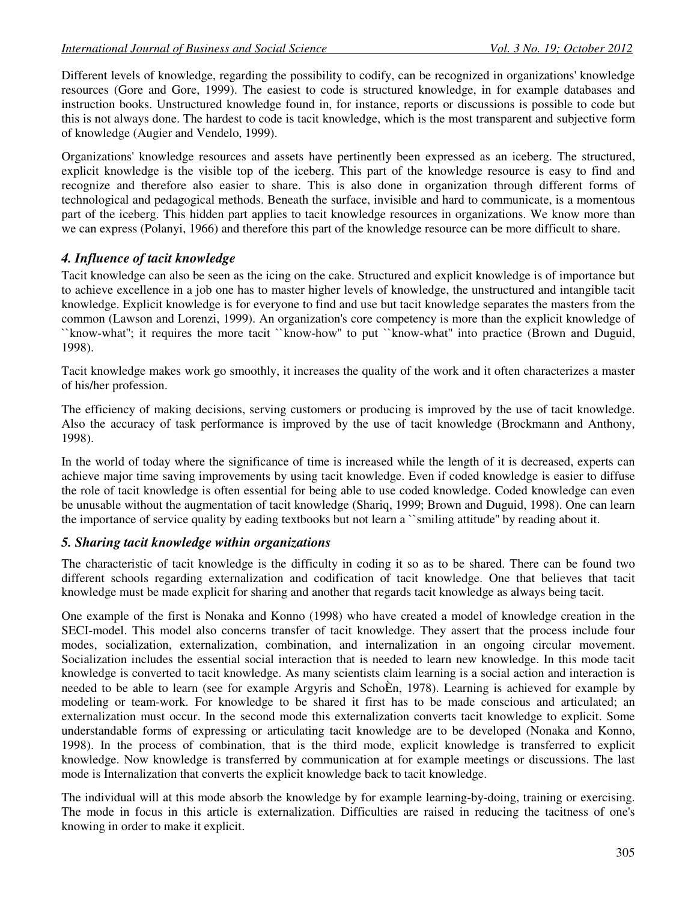Different levels of knowledge, regarding the possibility to codify, can be recognized in organizations' knowledge resources (Gore and Gore, 1999). The easiest to code is structured knowledge, in for example databases and instruction books. Unstructured knowledge found in, for instance, reports or discussions is possible to code but this is not always done. The hardest to code is tacit knowledge, which is the most transparent and subjective form of knowledge (Augier and Vendelo, 1999).

Organizations' knowledge resources and assets have pertinently been expressed as an iceberg. The structured, explicit knowledge is the visible top of the iceberg. This part of the knowledge resource is easy to find and recognize and therefore also easier to share. This is also done in organization through different forms of technological and pedagogical methods. Beneath the surface, invisible and hard to communicate, is a momentous part of the iceberg. This hidden part applies to tacit knowledge resources in organizations. We know more than we can express (Polanyi, 1966) and therefore this part of the knowledge resource can be more difficult to share.

## *4. Influence of tacit knowledge*

Tacit knowledge can also be seen as the icing on the cake. Structured and explicit knowledge is of importance but to achieve excellence in a job one has to master higher levels of knowledge, the unstructured and intangible tacit knowledge. Explicit knowledge is for everyone to find and use but tacit knowledge separates the masters from the common (Lawson and Lorenzi, 1999). An organization's core competency is more than the explicit knowledge of ``know-what''; it requires the more tacit ``know-how'' to put ``know-what'' into practice (Brown and Duguid, 1998).

Tacit knowledge makes work go smoothly, it increases the quality of the work and it often characterizes a master of his/her profession.

The efficiency of making decisions, serving customers or producing is improved by the use of tacit knowledge. Also the accuracy of task performance is improved by the use of tacit knowledge (Brockmann and Anthony, 1998).

In the world of today where the significance of time is increased while the length of it is decreased, experts can achieve major time saving improvements by using tacit knowledge. Even if coded knowledge is easier to diffuse the role of tacit knowledge is often essential for being able to use coded knowledge. Coded knowledge can even be unusable without the augmentation of tacit knowledge (Shariq, 1999; Brown and Duguid, 1998). One can learn the importance of service quality by eading textbooks but not learn a ``smiling attitude'' by reading about it.

## *5. Sharing tacit knowledge within organizations*

The characteristic of tacit knowledge is the difficulty in coding it so as to be shared. There can be found two different schools regarding externalization and codification of tacit knowledge. One that believes that tacit knowledge must be made explicit for sharing and another that regards tacit knowledge as always being tacit.

One example of the first is Nonaka and Konno (1998) who have created a model of knowledge creation in the SECI-model. This model also concerns transfer of tacit knowledge. They assert that the process include four modes, socialization, externalization, combination, and internalization in an ongoing circular movement. Socialization includes the essential social interaction that is needed to learn new knowledge. In this mode tacit knowledge is converted to tacit knowledge. As many scientists claim learning is a social action and interaction is needed to be able to learn (see for example Argyris and SchoÈn, 1978). Learning is achieved for example by modeling or team-work. For knowledge to be shared it first has to be made conscious and articulated; an externalization must occur. In the second mode this externalization converts tacit knowledge to explicit. Some understandable forms of expressing or articulating tacit knowledge are to be developed (Nonaka and Konno, 1998). In the process of combination, that is the third mode, explicit knowledge is transferred to explicit knowledge. Now knowledge is transferred by communication at for example meetings or discussions. The last mode is Internalization that converts the explicit knowledge back to tacit knowledge.

The individual will at this mode absorb the knowledge by for example learning-by-doing, training or exercising. The mode in focus in this article is externalization. Difficulties are raised in reducing the tacitness of one's knowing in order to make it explicit.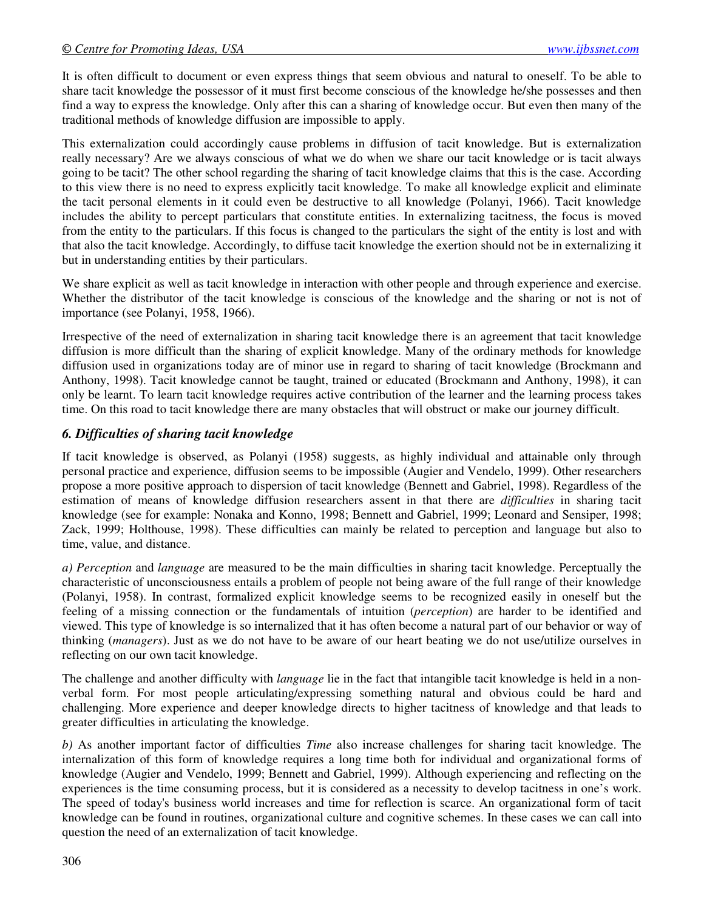It is often difficult to document or even express things that seem obvious and natural to oneself. To be able to share tacit knowledge the possessor of it must first become conscious of the knowledge he/she possesses and then find a way to express the knowledge. Only after this can a sharing of knowledge occur. But even then many of the traditional methods of knowledge diffusion are impossible to apply.

This externalization could accordingly cause problems in diffusion of tacit knowledge. But is externalization really necessary? Are we always conscious of what we do when we share our tacit knowledge or is tacit always going to be tacit? The other school regarding the sharing of tacit knowledge claims that this is the case. According to this view there is no need to express explicitly tacit knowledge. To make all knowledge explicit and eliminate the tacit personal elements in it could even be destructive to all knowledge (Polanyi, 1966). Tacit knowledge includes the ability to percept particulars that constitute entities. In externalizing tacitness, the focus is moved from the entity to the particulars. If this focus is changed to the particulars the sight of the entity is lost and with that also the tacit knowledge. Accordingly, to diffuse tacit knowledge the exertion should not be in externalizing it but in understanding entities by their particulars.

We share explicit as well as tacit knowledge in interaction with other people and through experience and exercise. Whether the distributor of the tacit knowledge is conscious of the knowledge and the sharing or not is not of importance (see Polanyi, 1958, 1966).

Irrespective of the need of externalization in sharing tacit knowledge there is an agreement that tacit knowledge diffusion is more difficult than the sharing of explicit knowledge. Many of the ordinary methods for knowledge diffusion used in organizations today are of minor use in regard to sharing of tacit knowledge (Brockmann and Anthony, 1998). Tacit knowledge cannot be taught, trained or educated (Brockmann and Anthony, 1998), it can only be learnt. To learn tacit knowledge requires active contribution of the learner and the learning process takes time. On this road to tacit knowledge there are many obstacles that will obstruct or make our journey difficult.

### *6. Difficulties of sharing tacit knowledge*

If tacit knowledge is observed, as Polanyi (1958) suggests, as highly individual and attainable only through personal practice and experience, diffusion seems to be impossible (Augier and Vendelo, 1999). Other researchers propose a more positive approach to dispersion of tacit knowledge (Bennett and Gabriel, 1998). Regardless of the estimation of means of knowledge diffusion researchers assent in that there are *difficulties* in sharing tacit knowledge (see for example: Nonaka and Konno, 1998; Bennett and Gabriel, 1999; Leonard and Sensiper, 1998; Zack, 1999; Holthouse, 1998). These difficulties can mainly be related to perception and language but also to time, value, and distance.

*a) Perception* and *language* are measured to be the main difficulties in sharing tacit knowledge. Perceptually the characteristic of unconsciousness entails a problem of people not being aware of the full range of their knowledge (Polanyi, 1958). In contrast, formalized explicit knowledge seems to be recognized easily in oneself but the feeling of a missing connection or the fundamentals of intuition (*perception*) are harder to be identified and viewed. This type of knowledge is so internalized that it has often become a natural part of our behavior or way of thinking (*managers*). Just as we do not have to be aware of our heart beating we do not use/utilize ourselves in reflecting on our own tacit knowledge.

The challenge and another difficulty with *language* lie in the fact that intangible tacit knowledge is held in a non-verbal form. For most people articulating/expressing something natural and obvious could be hard and challenging. More experience and deeper knowledge directs to higher tacitness of knowledge and that leads to greater difficulties in articulating the knowledge.

*b)* As another important factor of difficulties *Time* also increase challenges for sharing tacit knowledge. The internalization of this form of knowledge requires a long time both for individual and organizational forms of knowledge (Augier and Vendelo, 1999; Bennett and Gabriel, 1999). Although experiencing and reflecting on the experiences is the time consuming process, but it is considered as a necessity to develop tacitness in one's work. The speed of today's business world increases and time for reflection is scarce. An organizational form of tacit knowledge can be found in routines, organizational culture and cognitive schemes. In these cases we can call into question the need of an externalization of tacit knowledge.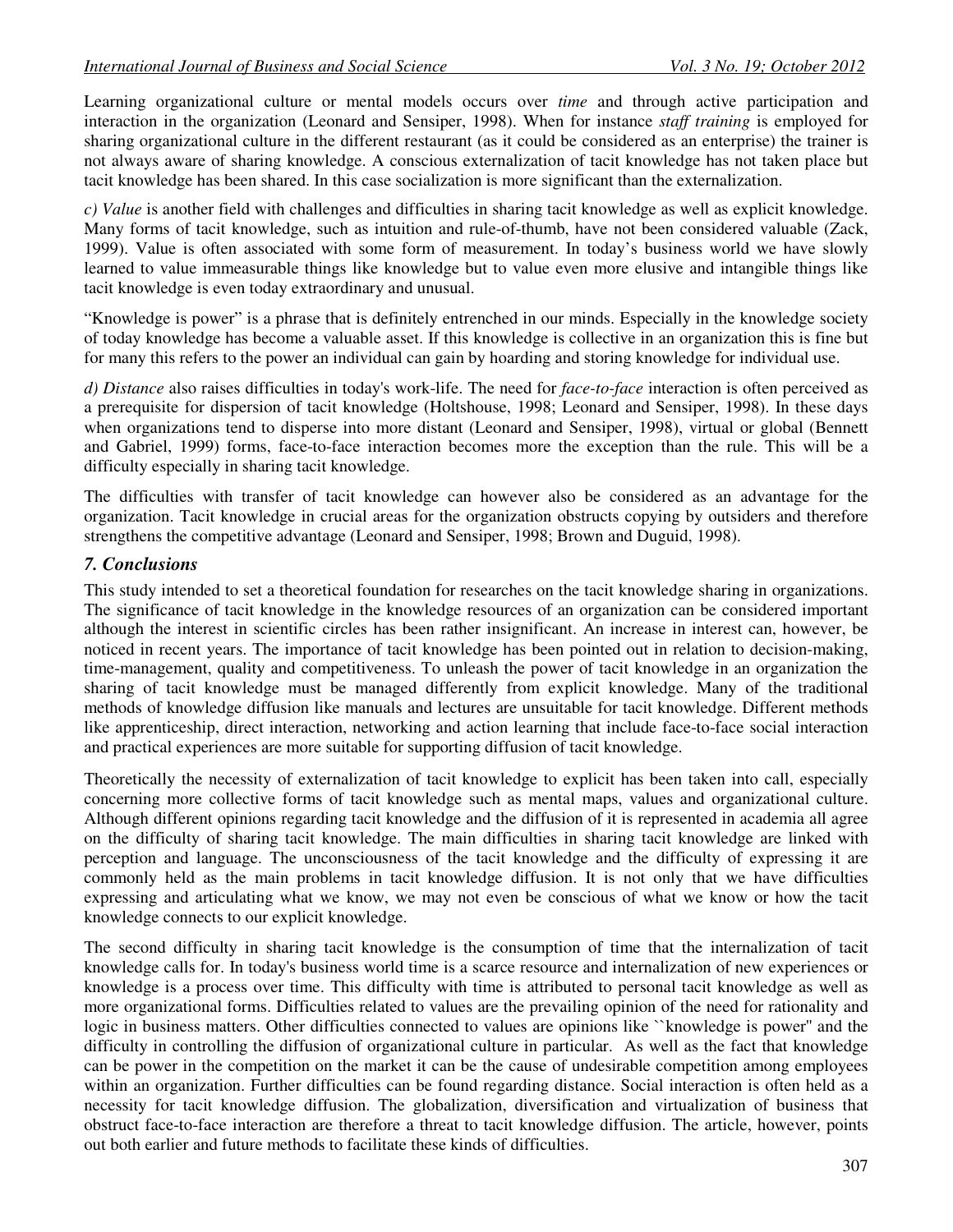Learning organizational culture or mental models occurs over *time* and through active participation and interaction in the organization (Leonard and Sensiper, 1998). When for instance *staff training* is employed for sharing organizational culture in the different restaurant (as it could be considered as an enterprise) the trainer is not always aware of sharing knowledge. A conscious externalization of tacit knowledge has not taken place but tacit knowledge has been shared. In this case socialization is more significant than the externalization.

*c) Value* is another field with challenges and difficulties in sharing tacit knowledge as well as explicit knowledge. Many forms of tacit knowledge, such as intuition and rule-of-thumb, have not been considered valuable (Zack, 1999). Value is often associated with some form of measurement. In today's business world we have slowly learned to value immeasurable things like knowledge but to value even more elusive and intangible things like tacit knowledge is even today extraordinary and unusual.

"Knowledge is power" is a phrase that is definitely entrenched in our minds. Especially in the knowledge society of today knowledge has become a valuable asset. If this knowledge is collective in an organization this is fine but for many this refers to the power an individual can gain by hoarding and storing knowledge for individual use.

*d) Distance* also raises difficulties in today's work-life. The need for *face-to-face* interaction is often perceived as a prerequisite for dispersion of tacit knowledge (Holtshouse, 1998; Leonard and Sensiper, 1998). In these days when organizations tend to disperse into more distant (Leonard and Sensiper, 1998), virtual or global (Bennett and Gabriel, 1999) forms, face-to-face interaction becomes more the exception than the rule. This will be a difficulty especially in sharing tacit knowledge.

The difficulties with transfer of tacit knowledge can however also be considered as an advantage for the organization. Tacit knowledge in crucial areas for the organization obstructs copying by outsiders and therefore strengthens the competitive advantage (Leonard and Sensiper, 1998; Brown and Duguid, 1998).

## *7. Conclusions*

This study intended to set a theoretical foundation for researches on the tacit knowledge sharing in organizations. The significance of tacit knowledge in the knowledge resources of an organization can be considered important although the interest in scientific circles has been rather insignificant. An increase in interest can, however, be noticed in recent years. The importance of tacit knowledge has been pointed out in relation to decision-making, time-management, quality and competitiveness. To unleash the power of tacit knowledge in an organization the sharing of tacit knowledge must be managed differently from explicit knowledge. Many of the traditional methods of knowledge diffusion like manuals and lectures are unsuitable for tacit knowledge. Different methods like apprenticeship, direct interaction, networking and action learning that include face-to-face social interaction and practical experiences are more suitable for supporting diffusion of tacit knowledge.

Theoretically the necessity of externalization of tacit knowledge to explicit has been taken into call, especially concerning more collective forms of tacit knowledge such as mental maps, values and organizational culture. Although different opinions regarding tacit knowledge and the diffusion of it is represented in academia all agree on the difficulty of sharing tacit knowledge. The main difficulties in sharing tacit knowledge are linked with perception and language. The unconsciousness of the tacit knowledge and the difficulty of expressing it are commonly held as the main problems in tacit knowledge diffusion. It is not only that we have difficulties expressing and articulating what we know, we may not even be conscious of what we know or how the tacit knowledge connects to our explicit knowledge.

The second difficulty in sharing tacit knowledge is the consumption of time that the internalization of tacit knowledge calls for. In today's business world time is a scarce resource and internalization of new experiences or knowledge is a process over time. This difficulty with time is attributed to personal tacit knowledge as well as more organizational forms. Difficulties related to values are the prevailing opinion of the need for rationality and logic in business matters. Other difficulties connected to values are opinions like ``knowledge is power'' and the difficulty in controlling the diffusion of organizational culture in particular. As well as the fact that knowledge can be power in the competition on the market it can be the cause of undesirable competition among employees within an organization. Further difficulties can be found regarding distance. Social interaction is often held as a necessity for tacit knowledge diffusion. The globalization, diversification and virtualization of business that obstruct face-to-face interaction are therefore a threat to tacit knowledge diffusion. The article, however, points out both earlier and future methods to facilitate these kinds of difficulties.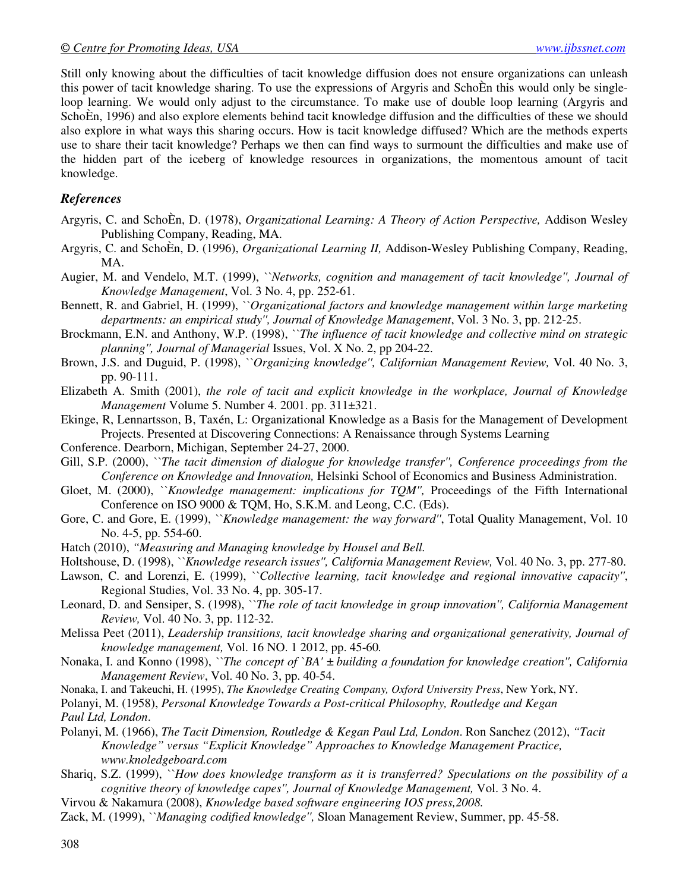Still only knowing about the difficulties of tacit knowledge diffusion does not ensure organizations can unleash this power of tacit knowledge sharing. To use the expressions of Argyris and SchoÈn this would only be single-loop learning. We would only adjust to the circumstance. To make use of double loop learning (Argyris and SchoÈn, 1996) and also explore elements behind tacit knowledge diffusion and the difficulties of these we should also explore in what ways this sharing occurs. How is tacit knowledge diffused? Which are the methods experts use to share their tacit knowledge? Perhaps we then can find ways to surmount the difficulties and make use of the hidden part of the iceberg of knowledge resources in organizations, the momentous amount of tacit knowledge.

### *References*

Argyris, C. and SchoÈn, D. (1978), *Organizational Learning: A Theory of Action Perspective,* Addison Wesley Publishing Company, Reading, MA.

Argyris, C. and SchoÈn, D. (1996), *Organizational Learning II,* Addison-Wesley Publishing Company, Reading, MA.

Augier, M. and Vendelo, M.T. (1999), *``Networks, cognition and management of tacit knowledge'', Journal of Knowledge Management*, Vol. 3 No. 4, pp. 252-61.

Bennett, R. and Gabriel, H. (1999), *``Organizational factors and knowledge management within large marketing departments: an empirical study'', Journal of Knowledge Management*, Vol. 3 No. 3, pp. 212-25.

Brockmann, E.N. and Anthony, W.P. (1998), *``The influence of tacit knowledge and collective mind on strategic planning'', Journal of Managerial* Issues, Vol. X No. 2, pp 204-22.

Brown, J.S. and Duguid, P. (1998), *``Organizing knowledge'', Californian Management Review,* Vol. 40 No. 3, pp. 90-111.

Elizabeth A. Smith (2001), *the role of tacit and explicit knowledge in the workplace, Journal of Knowledge Management* Volume 5. Number 4. 2001. pp. 311±321.

Ekinge, R, Lennartsson, B, Taxén, L: Organizational Knowledge as a Basis for the Management of Development Projects. Presented at Discovering Connections: A Renaissance through Systems Learning

Conference. Dearborn, Michigan, September 24-27, 2000.

Gill, S.P. (2000), *``The tacit dimension of dialogue for knowledge transfer'', Conference proceedings from the Conference on Knowledge and Innovation,* Helsinki School of Economics and Business Administration.

Gloet, M. (2000), *``Knowledge management: implications for TQM'',* Proceedings of the Fifth International Conference on ISO 9000 & TQM, Ho, S.K.M. and Leong, C.C. (Eds).

Gore, C. and Gore, E. (1999), *``Knowledge management: the way forward''*, Total Quality Management, Vol. 10 No. 4-5, pp. 554-60.

Hatch (2010), *"Measuring and Managing knowledge by Housel and Bell.*

Holtshouse, D. (1998), *``Knowledge research issues'', California Management Review,* Vol. 40 No. 3, pp. 277-80.

Lawson, C. and Lorenzi, E. (1999), *``Collective learning, tacit knowledge and regional innovative capacity''*, Regional Studies, Vol. 33 No. 4, pp. 305-17.

Leonard, D. and Sensiper, S. (1998), *``The role of tacit knowledge in group innovation'', California Management Review,* Vol. 40 No. 3, pp. 112-32.

Melissa Peet (2011), *Leadership transitions, tacit knowledge sharing and organizational generativity, Journal of knowledge management,* Vol. 16 NO. 1 2012, pp. 45-60*.*

Nonaka, I. and Konno (1998), *``The concept of `BA' ± building a foundation for knowledge creation'', California Management Review*, Vol. 40 No. 3, pp. 40-54.

Nonaka, I. and Takeuchi, H. (1995), *The Knowledge Creating Company, Oxford University Press*, New York, NY.

Polanyi, M. (1958), *Personal Knowledge Towards a Post-critical Philosophy, Routledge and Kegan Paul Ltd, London*.

Polanyi, M. (1966), *The Tacit Dimension, Routledge & Kegan Paul Ltd, London*. Ron Sanchez (2012), *"Tacit Knowledge" versus "Explicit Knowledge" Approaches to Knowledge Management Practice, www.knoledgeboard.com*

Shariq, S.Z. (1999), *``How does knowledge transform as it is transferred? Speculations on the possibility of a cognitive theory of knowledge capes'', Journal of Knowledge Management,* Vol. 3 No. 4.

Virvou & Nakamura (2008), *Knowledge based software engineering IOS press,2008.*

Zack, M. (1999), *``Managing codified knowledge'',* Sloan Management Review, Summer, pp. 45-58.